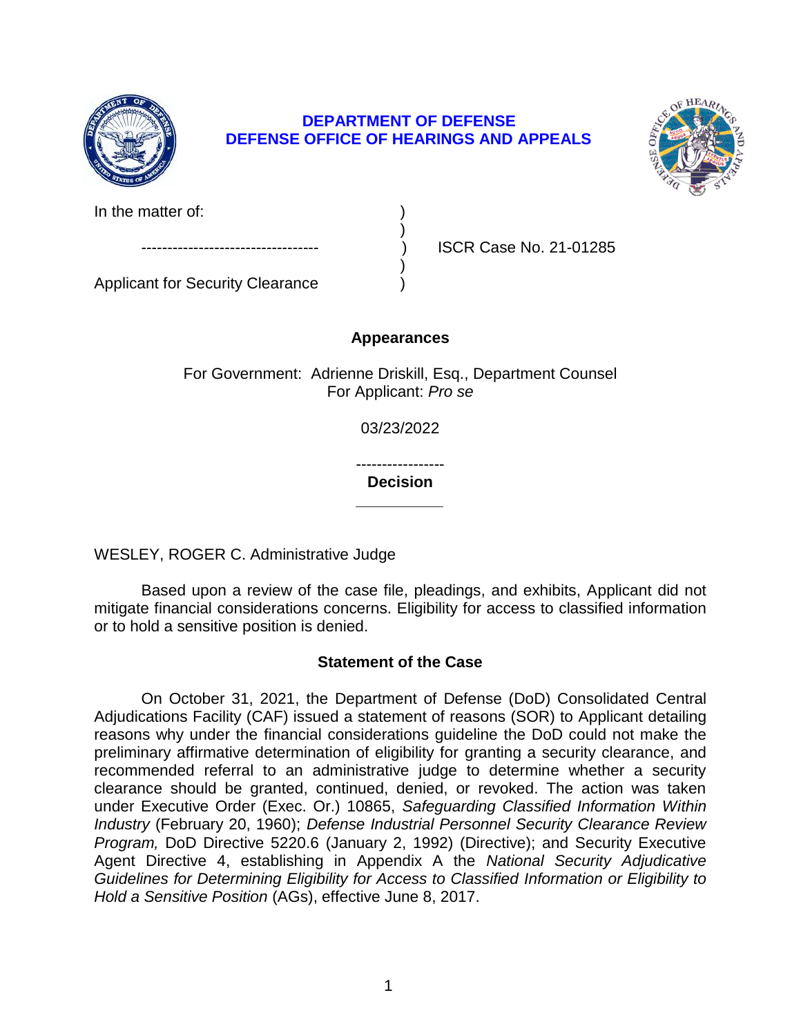**DEPARTMENT OF DEFENSE**
**DEFENSE OFFICE OF HEARINGS AND APPEALS**

In the matter of: )
)
---------------------------------- ) ISCR Case No. 21-01285
)
Applicant for Security Clearance )

## Appearances

For Government: Adrienne Driskill, Esq., Department Counsel
For Applicant: *Pro se*

03/23/2022

-----------------

## Decision

__________

WESLEY, ROGER C. Administrative Judge

Based upon a review of the case file, pleadings, and exhibits, Applicant did not mitigate financial considerations concerns. Eligibility for access to classified information or to hold a sensitive position is denied.

## Statement of the Case

On October 31, 2021, the Department of Defense (DoD) Consolidated Central Adjudications Facility (CAF) issued a statement of reasons (SOR) to Applicant detailing reasons why under the financial considerations guideline the DoD could not make the preliminary affirmative determination of eligibility for granting a security clearance, and recommended referral to an administrative judge to determine whether a security clearance should be granted, continued, denied, or revoked. The action was taken under Executive Order (Exec. Or.) 10865, *Safeguarding Classified Information Within Industry* (February 20, 1960); *Defense Industrial Personnel Security Clearance Review Program,* DoD Directive 5220.6 (January 2, 1992) (Directive); and Security Executive Agent Directive 4, establishing in Appendix A the *National Security Adjudicative Guidelines for Determining Eligibility for Access to Classified Information or Eligibility to Hold a Sensitive Position* (AGs), effective June 8, 2017.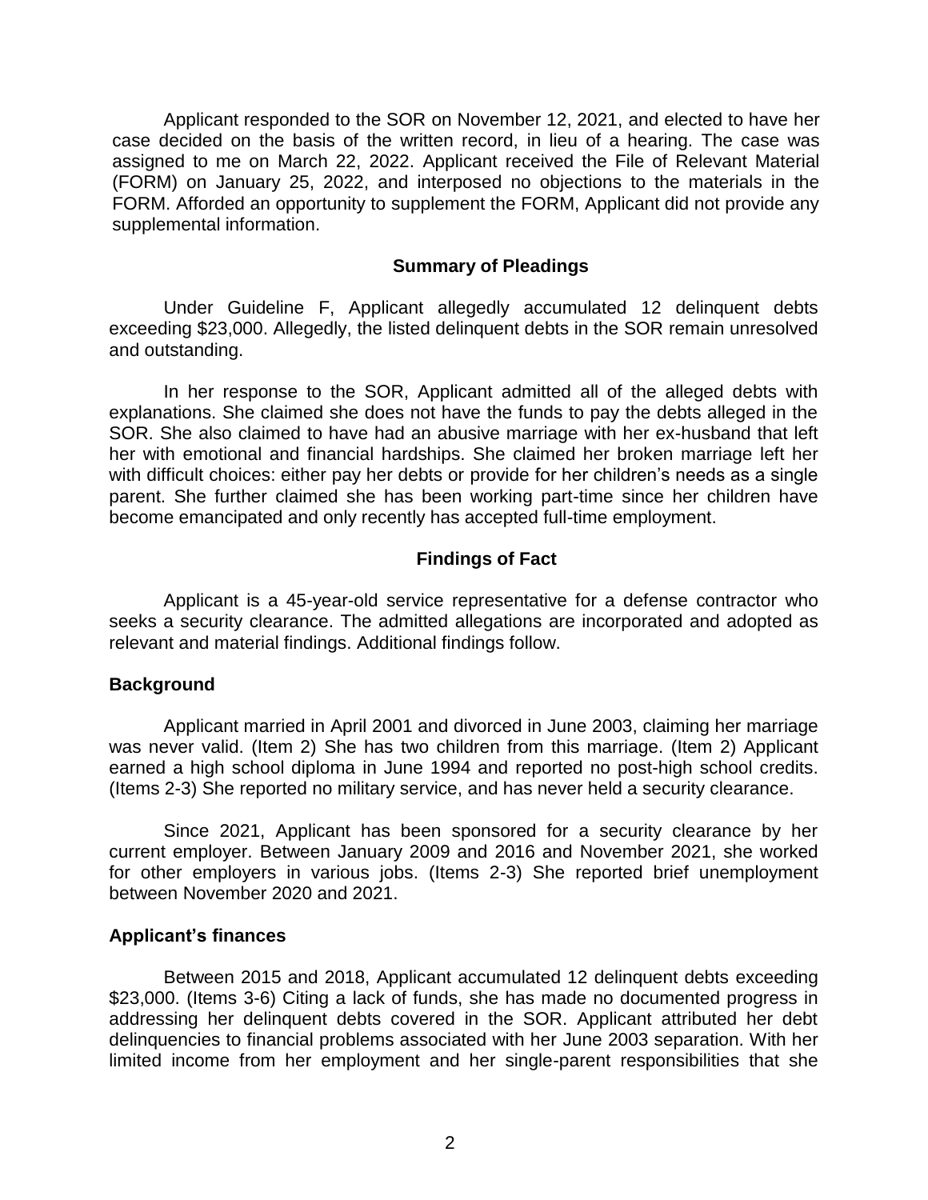Applicant responded to the SOR on November 12, 2021, and elected to have her case decided on the basis of the written record, in lieu of a hearing. The case was assigned to me on March 22, 2022. Applicant received the File of Relevant Material (FORM) on January 25, 2022, and interposed no objections to the materials in the FORM. Afforded an opportunity to supplement the FORM, Applicant did not provide any supplemental information.

## Summary of Pleadings

Under Guideline F, Applicant allegedly accumulated 12 delinquent debts exceeding $23,000. Allegedly, the listed delinquent debts in the SOR remain unresolved and outstanding.

In her response to the SOR, Applicant admitted all of the alleged debts with explanations. She claimed she does not have the funds to pay the debts alleged in the SOR. She also claimed to have had an abusive marriage with her ex-husband that left her with emotional and financial hardships. She claimed her broken marriage left her with difficult choices: either pay her debts or provide for her children's needs as a single parent. She further claimed she has been working part-time since her children have become emancipated and only recently has accepted full-time employment.

## Findings of Fact

Applicant is a 45-year-old service representative for a defense contractor who seeks a security clearance. The admitted allegations are incorporated and adopted as relevant and material findings. Additional findings follow.

### Background

Applicant married in April 2001 and divorced in June 2003, claiming her marriage was never valid. (Item 2) She has two children from this marriage. (Item 2) Applicant earned a high school diploma in June 1994 and reported no post-high school credits. (Items 2-3) She reported no military service, and has never held a security clearance.

Since 2021, Applicant has been sponsored for a security clearance by her current employer. Between January 2009 and 2016 and November 2021, she worked for other employers in various jobs. (Items 2-3) She reported brief unemployment between November 2020 and 2021.

### Applicant's finances

Between 2015 and 2018, Applicant accumulated 12 delinquent debts exceeding $23,000. (Items 3-6) Citing a lack of funds, she has made no documented progress in addressing her delinquent debts covered in the SOR. Applicant attributed her debt delinquencies to financial problems associated with her June 2003 separation. With her limited income from her employment and her single-parent responsibilities that she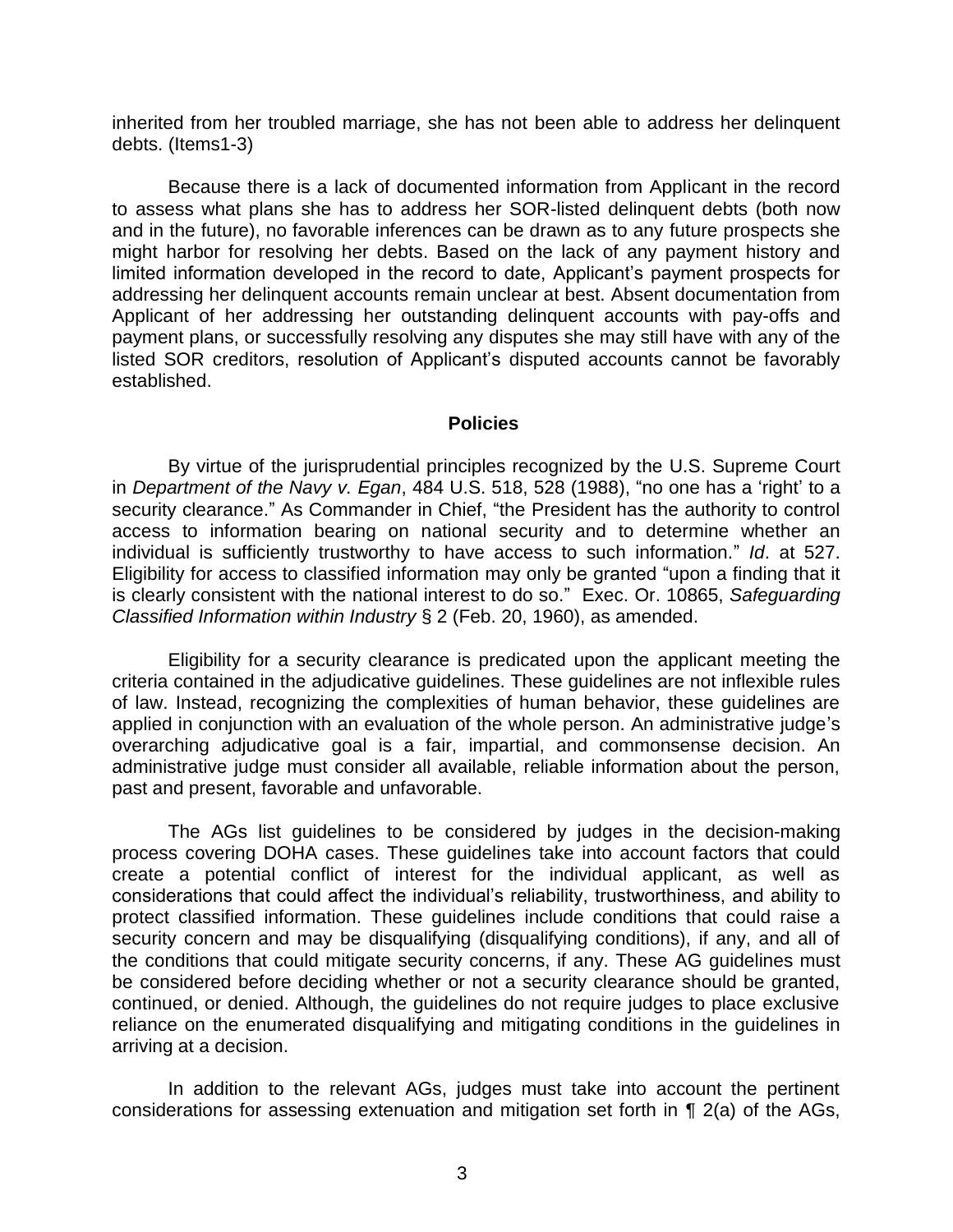inherited from her troubled marriage, she has not been able to address her delinquent debts. (Items1-3)

Because there is a lack of documented information from Applicant in the record to assess what plans she has to address her SOR-listed delinquent debts (both now and in the future), no favorable inferences can be drawn as to any future prospects she might harbor for resolving her debts. Based on the lack of any payment history and limited information developed in the record to date, Applicant's payment prospects for addressing her delinquent accounts remain unclear at best. Absent documentation from Applicant of her addressing her outstanding delinquent accounts with pay-offs and payment plans, or successfully resolving any disputes she may still have with any of the listed SOR creditors, resolution of Applicant's disputed accounts cannot be favorably established.

## Policies

By virtue of the jurisprudential principles recognized by the U.S. Supreme Court in *Department of the Navy v. Egan*, 484 U.S. 518, 528 (1988), "no one has a 'right' to a security clearance." As Commander in Chief, "the President has the authority to control access to information bearing on national security and to determine whether an individual is sufficiently trustworthy to have access to such information." *Id*. at 527. Eligibility for access to classified information may only be granted "upon a finding that it is clearly consistent with the national interest to do so." Exec. Or. 10865, *Safeguarding Classified Information within Industry* § 2 (Feb. 20, 1960), as amended.

Eligibility for a security clearance is predicated upon the applicant meeting the criteria contained in the adjudicative guidelines. These guidelines are not inflexible rules of law. Instead, recognizing the complexities of human behavior, these guidelines are applied in conjunction with an evaluation of the whole person. An administrative judge's overarching adjudicative goal is a fair, impartial, and commonsense decision. An administrative judge must consider all available, reliable information about the person, past and present, favorable and unfavorable.

The AGs list guidelines to be considered by judges in the decision-making process covering DOHA cases. These guidelines take into account factors that could create a potential conflict of interest for the individual applicant, as well as considerations that could affect the individual's reliability, trustworthiness, and ability to protect classified information. These guidelines include conditions that could raise a security concern and may be disqualifying (disqualifying conditions), if any, and all of the conditions that could mitigate security concerns, if any. These AG guidelines must be considered before deciding whether or not a security clearance should be granted, continued, or denied. Although, the guidelines do not require judges to place exclusive reliance on the enumerated disqualifying and mitigating conditions in the guidelines in arriving at a decision.

In addition to the relevant AGs, judges must take into account the pertinent considerations for assessing extenuation and mitigation set forth in ¶ 2(a) of the AGs,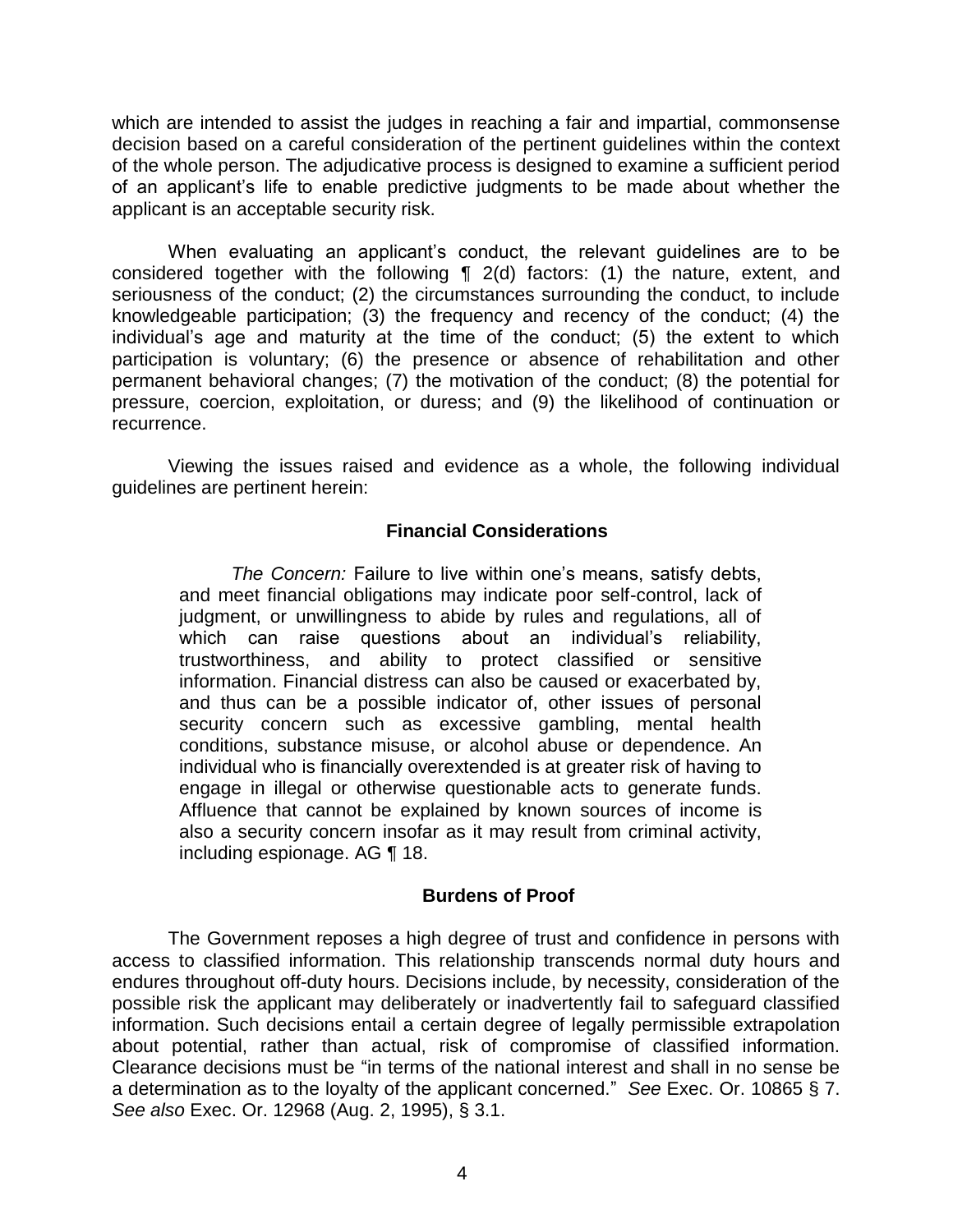which are intended to assist the judges in reaching a fair and impartial, commonsense decision based on a careful consideration of the pertinent guidelines within the context of the whole person. The adjudicative process is designed to examine a sufficient period of an applicant's life to enable predictive judgments to be made about whether the applicant is an acceptable security risk.

When evaluating an applicant's conduct, the relevant guidelines are to be considered together with the following ¶ 2(d) factors: (1) the nature, extent, and seriousness of the conduct; (2) the circumstances surrounding the conduct, to include knowledgeable participation; (3) the frequency and recency of the conduct; (4) the individual's age and maturity at the time of the conduct; (5) the extent to which participation is voluntary; (6) the presence or absence of rehabilitation and other permanent behavioral changes; (7) the motivation of the conduct; (8) the potential for pressure, coercion, exploitation, or duress; and (9) the likelihood of continuation or recurrence.

Viewing the issues raised and evidence as a whole, the following individual guidelines are pertinent herein:

## Financial Considerations

> *The Concern:* Failure to live within one's means, satisfy debts, and meet financial obligations may indicate poor self-control, lack of judgment, or unwillingness to abide by rules and regulations, all of which can raise questions about an individual's reliability, trustworthiness, and ability to protect classified or sensitive information. Financial distress can also be caused or exacerbated by, and thus can be a possible indicator of, other issues of personal security concern such as excessive gambling, mental health conditions, substance misuse, or alcohol abuse or dependence. An individual who is financially overextended is at greater risk of having to engage in illegal or otherwise questionable acts to generate funds. Affluence that cannot be explained by known sources of income is also a security concern insofar as it may result from criminal activity, including espionage. AG ¶ 18.

## Burdens of Proof

The Government reposes a high degree of trust and confidence in persons with access to classified information. This relationship transcends normal duty hours and endures throughout off-duty hours. Decisions include, by necessity, consideration of the possible risk the applicant may deliberately or inadvertently fail to safeguard classified information. Such decisions entail a certain degree of legally permissible extrapolation about potential, rather than actual, risk of compromise of classified information. Clearance decisions must be "in terms of the national interest and shall in no sense be a determination as to the loyalty of the applicant concerned." *See* Exec. Or. 10865 § 7. *See also* Exec. Or. 12968 (Aug. 2, 1995), § 3.1.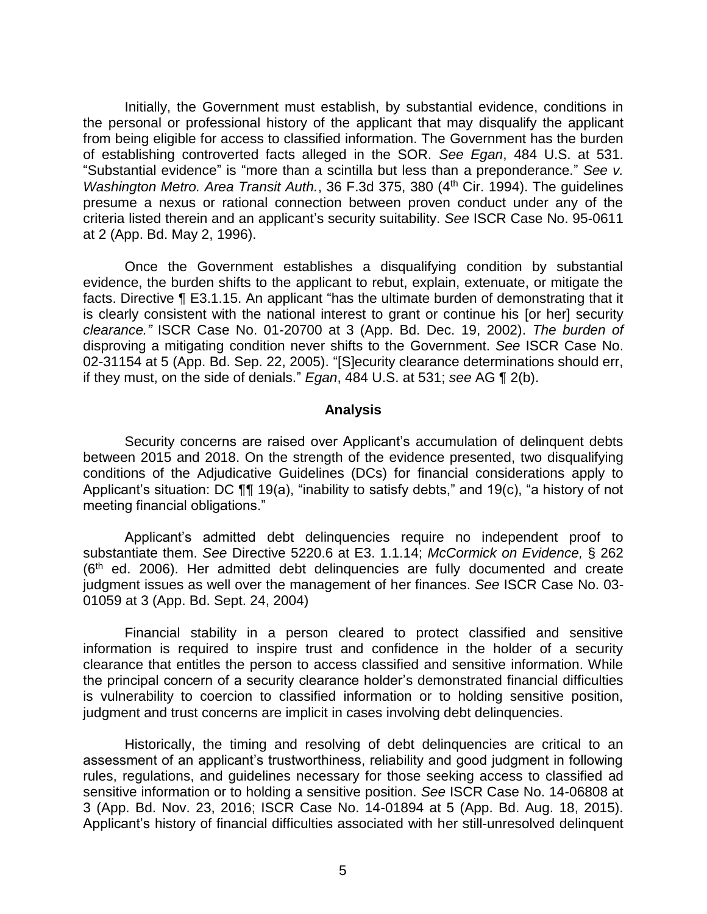Initially, the Government must establish, by substantial evidence, conditions in the personal or professional history of the applicant that may disqualify the applicant from being eligible for access to classified information. The Government has the burden of establishing controverted facts alleged in the SOR. *See Egan*, 484 U.S. at 531. "Substantial evidence" is "more than a scintilla but less than a preponderance." *See v. Washington Metro. Area Transit Auth.*, 36 F.3d 375, 380 (4th Cir. 1994). The guidelines presume a nexus or rational connection between proven conduct under any of the criteria listed therein and an applicant's security suitability. *See* ISCR Case No. 95-0611 at 2 (App. Bd. May 2, 1996).

Once the Government establishes a disqualifying condition by substantial evidence, the burden shifts to the applicant to rebut, explain, extenuate, or mitigate the facts. Directive ¶ E3.1.15. An applicant "has the ultimate burden of demonstrating that it is clearly consistent with the national interest to grant or continue his [or her] security *clearance."* ISCR Case No. 01-20700 at 3 (App. Bd. Dec. 19, 2002). *The burden of* disproving a mitigating condition never shifts to the Government. *See* ISCR Case No. 02-31154 at 5 (App. Bd. Sep. 22, 2005). "[S]ecurity clearance determinations should err, if they must, on the side of denials." *Egan*, 484 U.S. at 531; *see* AG ¶ 2(b).

## Analysis

Security concerns are raised over Applicant's accumulation of delinquent debts between 2015 and 2018. On the strength of the evidence presented, two disqualifying conditions of the Adjudicative Guidelines (DCs) for financial considerations apply to Applicant's situation: DC ¶¶ 19(a), "inability to satisfy debts," and 19(c), "a history of not meeting financial obligations."

Applicant's admitted debt delinquencies require no independent proof to substantiate them. *See* Directive 5220.6 at E3. 1.1.14; *McCormick on Evidence,* § 262 (6th ed. 2006). Her admitted debt delinquencies are fully documented and create judgment issues as well over the management of her finances. *See* ISCR Case No. 03-01059 at 3 (App. Bd. Sept. 24, 2004)

Financial stability in a person cleared to protect classified and sensitive information is required to inspire trust and confidence in the holder of a security clearance that entitles the person to access classified and sensitive information. While the principal concern of a security clearance holder's demonstrated financial difficulties is vulnerability to coercion to classified information or to holding sensitive position, judgment and trust concerns are implicit in cases involving debt delinquencies.

Historically, the timing and resolving of debt delinquencies are critical to an assessment of an applicant's trustworthiness, reliability and good judgment in following rules, regulations, and guidelines necessary for those seeking access to classified ad sensitive information or to holding a sensitive position. *See* ISCR Case No. 14-06808 at 3 (App. Bd. Nov. 23, 2016; ISCR Case No. 14-01894 at 5 (App. Bd. Aug. 18, 2015). Applicant's history of financial difficulties associated with her still-unresolved delinquent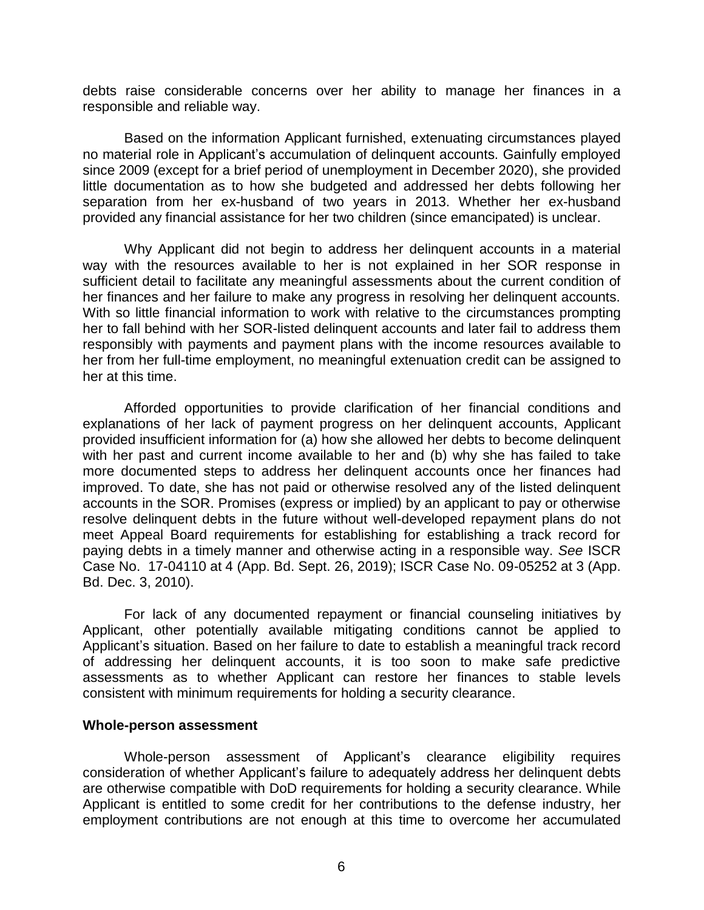debts raise considerable concerns over her ability to manage her finances in a responsible and reliable way.

Based on the information Applicant furnished, extenuating circumstances played no material role in Applicant's accumulation of delinquent accounts. Gainfully employed since 2009 (except for a brief period of unemployment in December 2020), she provided little documentation as to how she budgeted and addressed her debts following her separation from her ex-husband of two years in 2013. Whether her ex-husband provided any financial assistance for her two children (since emancipated) is unclear.

Why Applicant did not begin to address her delinquent accounts in a material way with the resources available to her is not explained in her SOR response in sufficient detail to facilitate any meaningful assessments about the current condition of her finances and her failure to make any progress in resolving her delinquent accounts. With so little financial information to work with relative to the circumstances prompting her to fall behind with her SOR-listed delinquent accounts and later fail to address them responsibly with payments and payment plans with the income resources available to her from her full-time employment, no meaningful extenuation credit can be assigned to her at this time.

Afforded opportunities to provide clarification of her financial conditions and explanations of her lack of payment progress on her delinquent accounts, Applicant provided insufficient information for (a) how she allowed her debts to become delinquent with her past and current income available to her and (b) why she has failed to take more documented steps to address her delinquent accounts once her finances had improved. To date, she has not paid or otherwise resolved any of the listed delinquent accounts in the SOR. Promises (express or implied) by an applicant to pay or otherwise resolve delinquent debts in the future without well-developed repayment plans do not meet Appeal Board requirements for establishing for establishing a track record for paying debts in a timely manner and otherwise acting in a responsible way. *See* ISCR Case No. 17-04110 at 4 (App. Bd. Sept. 26, 2019); ISCR Case No. 09-05252 at 3 (App. Bd. Dec. 3, 2010).

For lack of any documented repayment or financial counseling initiatives by Applicant, other potentially available mitigating conditions cannot be applied to Applicant's situation. Based on her failure to date to establish a meaningful track record of addressing her delinquent accounts, it is too soon to make safe predictive assessments as to whether Applicant can restore her finances to stable levels consistent with minimum requirements for holding a security clearance.

**Whole-person assessment**

Whole-person assessment of Applicant's clearance eligibility requires consideration of whether Applicant's failure to adequately address her delinquent debts are otherwise compatible with DoD requirements for holding a security clearance. While Applicant is entitled to some credit for her contributions to the defense industry, her employment contributions are not enough at this time to overcome her accumulated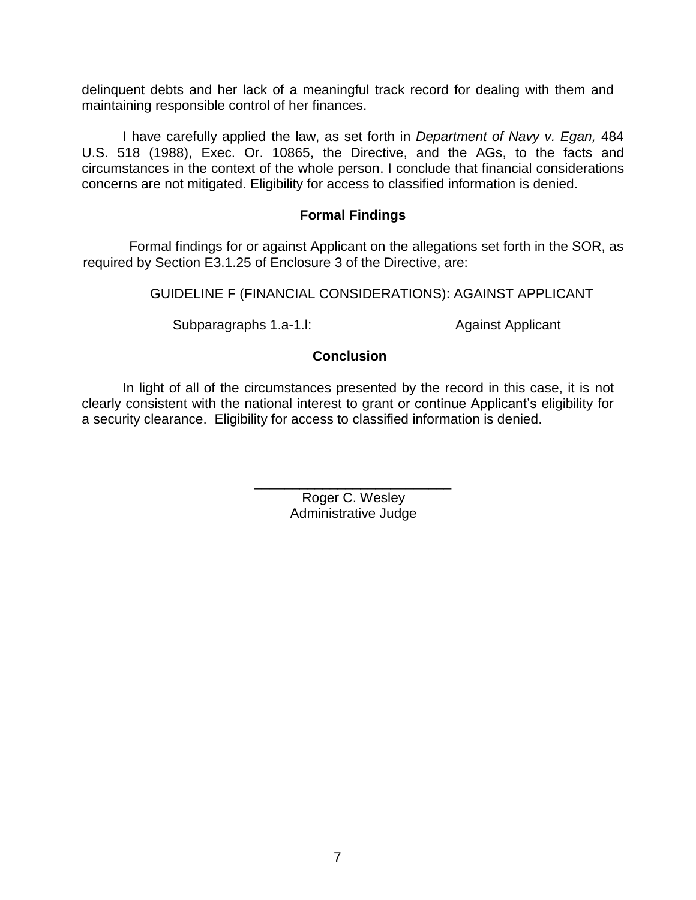delinquent debts and her lack of a meaningful track record for dealing with them and maintaining responsible control of her finances.

I have carefully applied the law, as set forth in *Department of Navy v. Egan,* 484 U.S. 518 (1988), Exec. Or. 10865, the Directive, and the AGs, to the facts and circumstances in the context of the whole person. I conclude that financial considerations concerns are not mitigated. Eligibility for access to classified information is denied.

## Formal Findings

Formal findings for or against Applicant on the allegations set forth in the SOR, as required by Section E3.1.25 of Enclosure 3 of the Directive, are:

GUIDELINE F (FINANCIAL CONSIDERATIONS): AGAINST APPLICANT

Subparagraphs 1.a-1.l: Against Applicant

## Conclusion

In light of all of the circumstances presented by the record in this case, it is not clearly consistent with the national interest to grant or continue Applicant's eligibility for a security clearance. Eligibility for access to classified information is denied.

__________________________

Roger C. Wesley
Administrative Judge